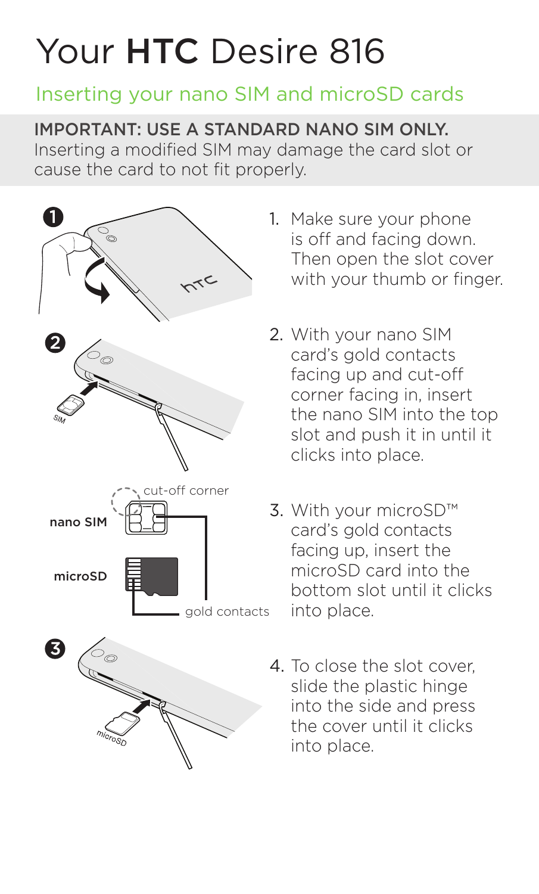# Your **HTC** Desire 816

## Inserting your nano SIM and microSD cards

**IMPORTANT: USE A STANDARD NANO SIM ONLY.**
Inserting a modified SIM may damage the card slot or cause the card to not fit properly.

1. Make sure your phone is off and facing down. Then open the slot cover with your thumb or finger.
2. With your nano SIM card's gold contacts facing up and cut-off corner facing in, insert the nano SIM into the top slot and push it in until it clicks into place.
3. With your microSD™ card's gold contacts facing up, insert the microSD card into the bottom slot until it clicks into place.
4. To close the slot cover, slide the plastic hinge into the side and press the cover until it clicks into place.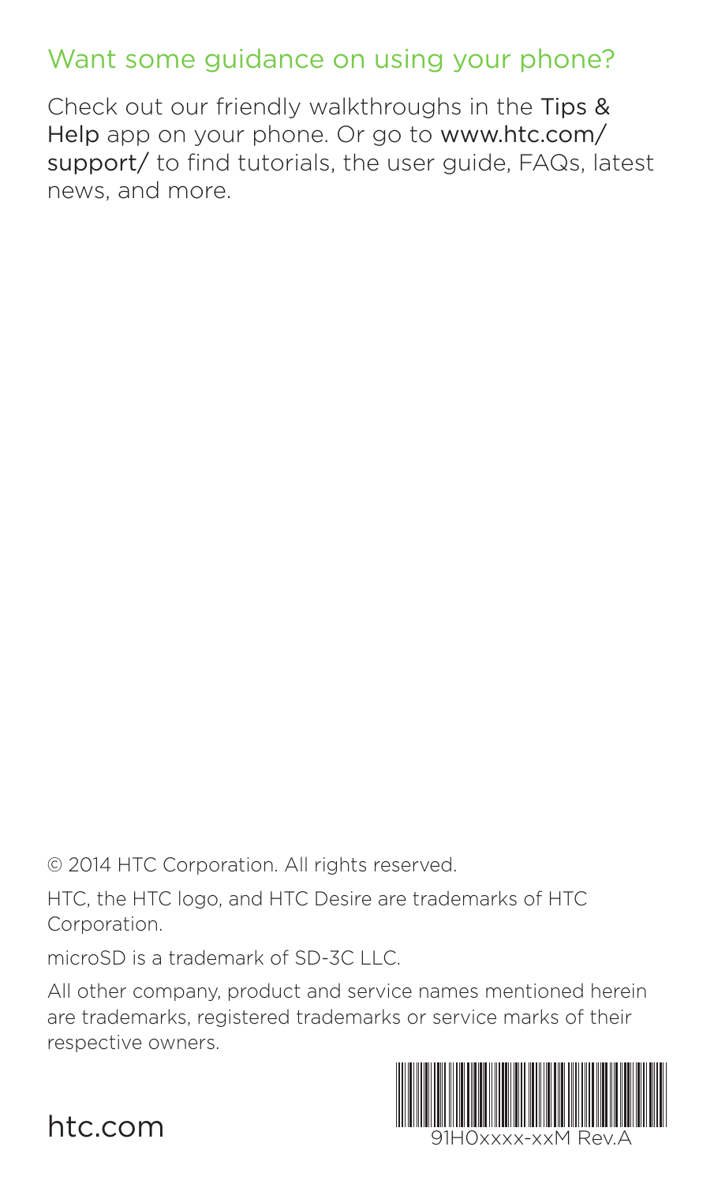## Want some guidance on using your phone?

Check out our friendly walkthroughs in the Tips & Help app on your phone. Or go to www.htc.com/support/ to find tutorials, the user guide, FAQs, latest news, and more.

© 2014 HTC Corporation. All rights reserved.

HTC, the HTC logo, and HTC Desire are trademarks of HTC Corporation.

microSD is a trademark of SD-3C LLC.

All other company, product and service names mentioned herein are trademarks, registered trademarks or service marks of their respective owners.

htc.com

91H0xxxx-xxM Rev.A